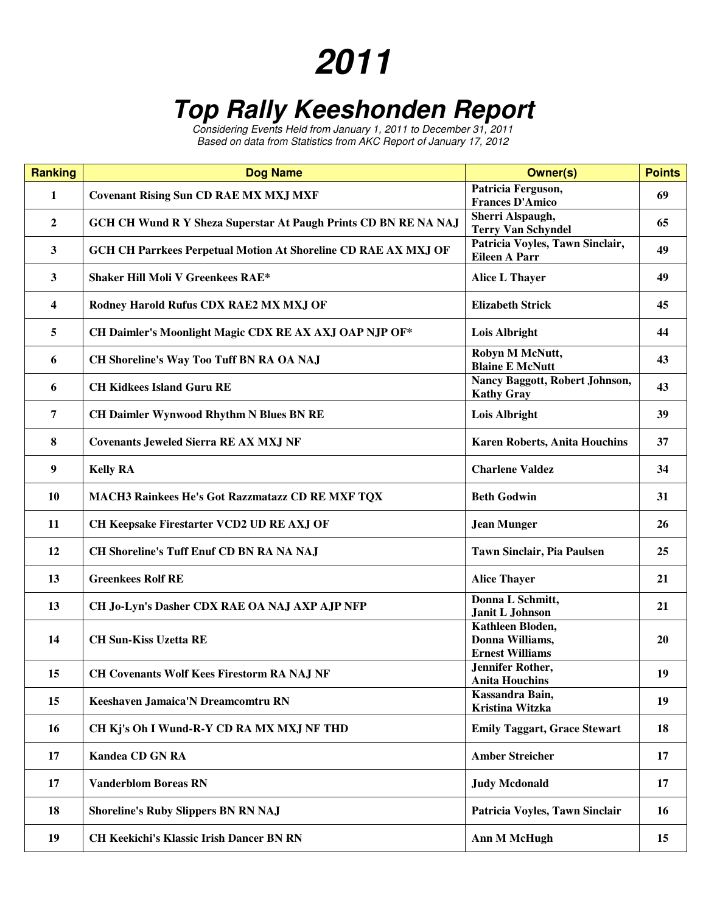# 2011

## Top Rally Keeshonden Report

*Considering Events Held from January 1, 2011 to December 31, 2011*
*Based on data from Statistics from AKC Report of January 17, 2012*

| Ranking | Dog Name | Owner(s) | Points |
|---|---|---|---|
| 1 | Covenant Rising Sun CD RAE MX MXJ MXF | Patricia Ferguson, Frances D'Amico | 69 |
| 2 | GCH CH Wund R Y Sheza Superstar At Paugh Prints CD BN RE NA NAJ | Sherri Alspaugh, Terry Van Schyndel | 65 |
| 3 | GCH CH Parrkees Perpetual Motion At Shoreline CD RAE AX MXJ OF | Patricia Voyles, Tawn Sinclair, Eileen A Parr | 49 |
| 3 | Shaker Hill Moli V Greenkees RAE* | Alice L Thayer | 49 |
| 4 | Rodney Harold Rufus CDX RAE2 MX MXJ OF | Elizabeth Strick | 45 |
| 5 | CH Daimler's Moonlight Magic CDX RE AX AXJ OAP NJP OF* | Lois Albright | 44 |
| 6 | CH Shoreline's Way Too Tuff BN RA OA NAJ | Robyn M McNutt, Blaine E McNutt | 43 |
| 6 | CH Kidkees Island Guru RE | Nancy Baggott, Robert Johnson, Kathy Gray | 43 |
| 7 | CH Daimler Wynwood Rhythm N Blues BN RE | Lois Albright | 39 |
| 8 | Covenants Jeweled Sierra RE AX MXJ NF | Karen Roberts, Anita Houchins | 37 |
| 9 | Kelly RA | Charlene Valdez | 34 |
| 10 | MACH3 Rainkees He's Got Razzmatazz CD RE MXF TQX | Beth Godwin | 31 |
| 11 | CH Keepsake Firestarter VCD2 UD RE AXJ OF | Jean Munger | 26 |
| 12 | CH Shoreline's Tuff Enuf CD BN RA NA NAJ | Tawn Sinclair, Pia Paulsen | 25 |
| 13 | Greenkees Rolf RE | Alice Thayer | 21 |
| 13 | CH Jo-Lyn's Dasher CDX RAE OA NAJ AXP AJP NFP | Donna L Schmitt, Janit L Johnson | 21 |
| 14 | CH Sun-Kiss Uzetta RE | Kathleen Bloden, Donna Williams, Ernest Williams | 20 |
| 15 | CH Covenants Wolf Kees Firestorm RA NAJ NF | Jennifer Rother, Anita Houchins | 19 |
| 15 | Keeshaven Jamaica'N Dreamcomtru RN | Kassandra Bain, Kristina Witzka | 19 |
| 16 | CH Kj's Oh I Wund-R-Y CD RA MX MXJ NF THD | Emily Taggart, Grace Stewart | 18 |
| 17 | Kandea CD GN RA | Amber Streicher | 17 |
| 17 | Vanderblom Boreas RN | Judy Mcdonald | 17 |
| 18 | Shoreline's Ruby Slippers BN RN NAJ | Patricia Voyles, Tawn Sinclair | 16 |
| 19 | CH Keekichi's Klassic Irish Dancer BN RN | Ann M McHugh | 15 |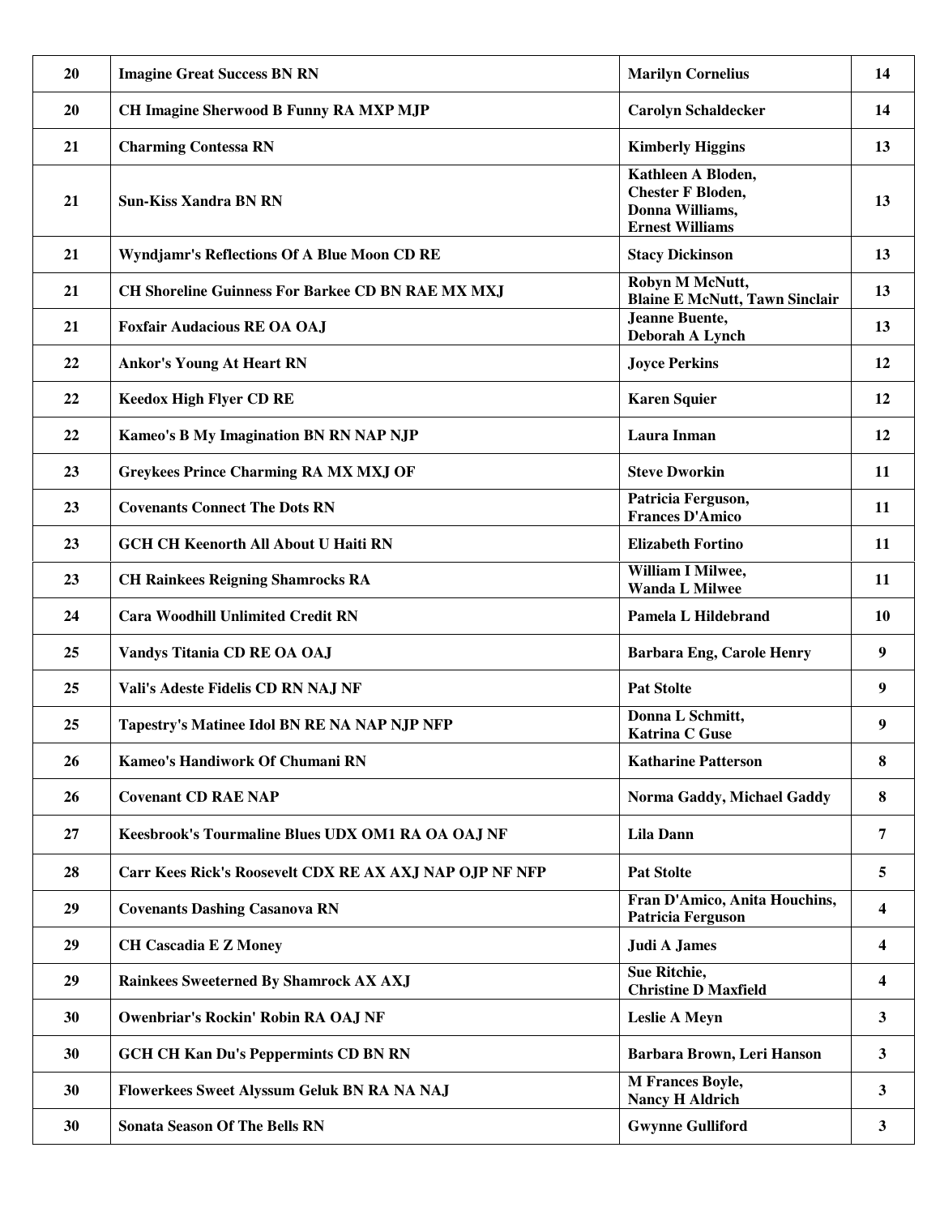| | | | |
|---|---|---|---|
| 20 | Imagine Great Success BN RN | Marilyn Cornelius | 14 |
| 20 | CH Imagine Sherwood B Funny RA MXP MJP | Carolyn Schaldecker | 14 |
| 21 | Charming Contessa RN | Kimberly Higgins | 13 |
| 21 | Sun-Kiss Xandra BN RN | Kathleen A Bloden, Chester F Bloden, Donna Williams, Ernest Williams | 13 |
| 21 | Wyndjamr's Reflections Of A Blue Moon CD RE | Stacy Dickinson | 13 |
| 21 | CH Shoreline Guinness For Barkee CD BN RAE MX MXJ | Robyn M McNutt, Blaine E McNutt, Tawn Sinclair | 13 |
| 21 | Foxfair Audacious RE OA OAJ | Jeanne Buente, Deborah A Lynch | 13 |
| 22 | Ankor's Young At Heart RN | Joyce Perkins | 12 |
| 22 | Keedox High Flyer CD RE | Karen Squier | 12 |
| 22 | Kameo's B My Imagination BN RN NAP NJP | Laura Inman | 12 |
| 23 | Greykees Prince Charming RA MX MXJ OF | Steve Dworkin | 11 |
| 23 | Covenants Connect The Dots RN | Patricia Ferguson, Frances D'Amico | 11 |
| 23 | GCH CH Keenorth All About U Haiti RN | Elizabeth Fortino | 11 |
| 23 | CH Rainkees Reigning Shamrocks RA | William I Milwee, Wanda L Milwee | 11 |
| 24 | Cara Woodhill Unlimited Credit RN | Pamela L Hildebrand | 10 |
| 25 | Vandys Titania CD RE OA OAJ | Barbara Eng, Carole Henry | 9 |
| 25 | Vali's Adeste Fidelis CD RN NAJ NF | Pat Stolte | 9 |
| 25 | Tapestry's Matinee Idol BN RE NA NAP NJP NFP | Donna L Schmitt, Katrina C Guse | 9 |
| 26 | Kameo's Handiwork Of Chumani RN | Katharine Patterson | 8 |
| 26 | Covenant CD RAE NAP | Norma Gaddy, Michael Gaddy | 8 |
| 27 | Keesbrook's Tourmaline Blues UDX OM1 RA OA OAJ NF | Lila Dann | 7 |
| 28 | Carr Kees Rick's Roosevelt CDX RE AX AXJ NAP OJP NF NFP | Pat Stolte | 5 |
| 29 | Covenants Dashing Casanova RN | Fran D'Amico, Anita Houchins, Patricia Ferguson | 4 |
| 29 | CH Cascadia E Z Money | Judi A James | 4 |
| 29 | Rainkees Sweeterned By Shamrock AX AXJ | Sue Ritchie, Christine D Maxfield | 4 |
| 30 | Owenbriar's Rockin' Robin RA OAJ NF | Leslie A Meyn | 3 |
| 30 | GCH CH Kan Du's Peppermints CD BN RN | Barbara Brown, Leri Hanson | 3 |
| 30 | Flowerkees Sweet Alyssum Geluk BN RA NA NAJ | M Frances Boyle, Nancy H Aldrich | 3 |
| 30 | Sonata Season Of The Bells RN | Gwynne Gulliford | 3 |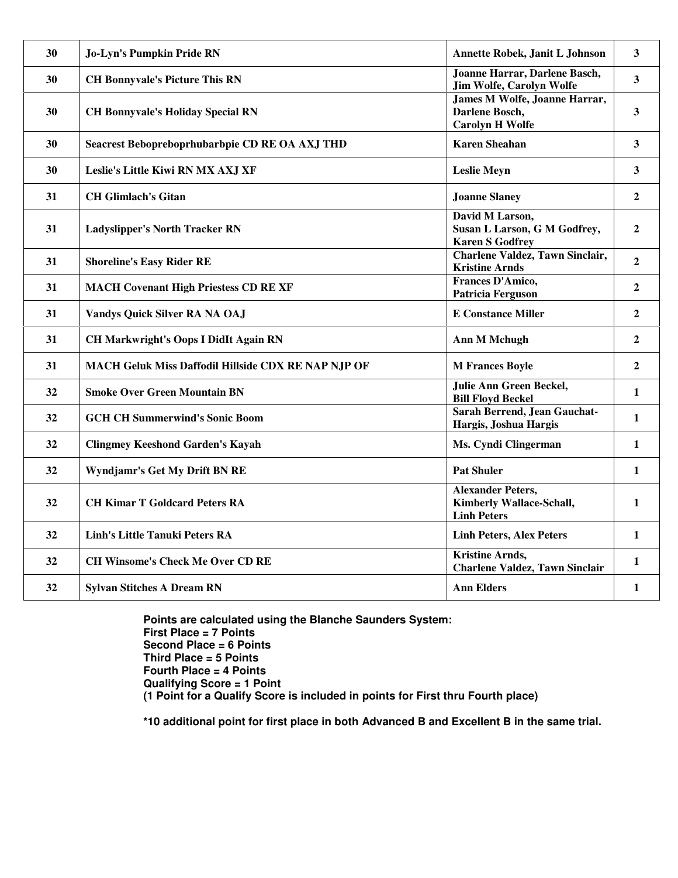| | | | |
|---|---|---|---|
| **30** | **Jo-Lyn's Pumpkin Pride RN** | **Annette Robek, Janit L Johnson** | **3** |
| **30** | **CH Bonnyvale's Picture This RN** | **Joanne Harrar, Darlene Basch, Jim Wolfe, Carolyn Wolfe** | **3** |
| **30** | **CH Bonnyvale's Holiday Special RN** | **James M Wolfe, Joanne Harrar, Darlene Bosch, Carolyn H Wolfe** | **3** |
| **30** | **Seacrest Bebopreboprhubarbpie CD RE OA AXJ THD** | **Karen Sheahan** | **3** |
| **30** | **Leslie's Little Kiwi RN MX AXJ XF** | **Leslie Meyn** | **3** |
| **31** | **CH Glimlach's Gitan** | **Joanne Slaney** | **2** |
| **31** | **Ladyslipper's North Tracker RN** | **David M Larson, Susan L Larson, G M Godfrey, Karen S Godfrey** | **2** |
| **31** | **Shoreline's Easy Rider RE** | **Charlene Valdez, Tawn Sinclair, Kristine Arnds** | **2** |
| **31** | **MACH Covenant High Priestess CD RE XF** | **Frances D'Amico, Patricia Ferguson** | **2** |
| **31** | **Vandys Quick Silver RA NA OAJ** | **E Constance Miller** | **2** |
| **31** | **CH Markwright's Oops I DidIt Again RN** | **Ann M Mchugh** | **2** |
| **31** | **MACH Geluk Miss Daffodil Hillside CDX RE NAP NJP OF** | **M Frances Boyle** | **2** |
| **32** | **Smoke Over Green Mountain BN** | **Julie Ann Green Beckel, Bill Floyd Beckel** | **1** |
| **32** | **GCH CH Summerwind's Sonic Boom** | **Sarah Berrend, Jean Gauchat-Hargis, Joshua Hargis** | **1** |
| **32** | **Clingmey Keeshond Garden's Kayah** | **Ms. Cyndi Clingerman** | **1** |
| **32** | **Wyndjamr's Get My Drift BN RE** | **Pat Shuler** | **1** |
| **32** | **CH Kimar T Goldcard Peters RA** | **Alexander Peters, Kimberly Wallace-Schall, Linh Peters** | **1** |
| **32** | **Linh's Little Tanuki Peters RA** | **Linh Peters, Alex Peters** | **1** |
| **32** | **CH Winsome's Check Me Over CD RE** | **Kristine Arnds, Charlene Valdez, Tawn Sinclair** | **1** |
| **32** | **Sylvan Stitches A Dream RN** | **Ann Elders** | **1** |

**Points are calculated using the Blanche Saunders System:**
**First Place = 7 Points**
**Second Place = 6 Points**
**Third Place = 5 Points**
**Fourth Place = 4 Points**
**Qualifying Score = 1 Point**
**(1 Point for a Qualify Score is included in points for First thru Fourth place)**

***10 additional point for first place in both Advanced B and Excellent B in the same trial.**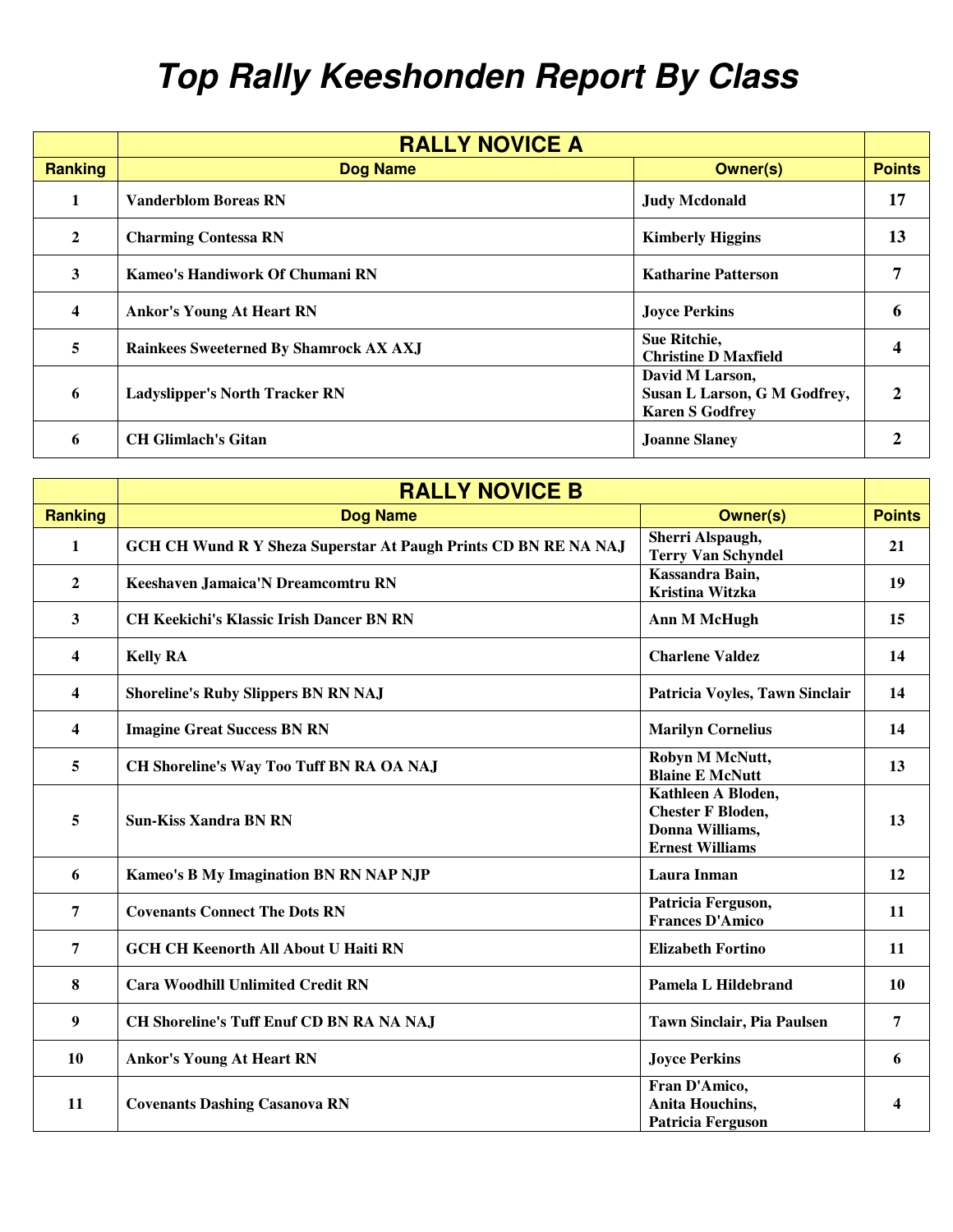# Top Rally Keeshonden Report By Class

| | RALLY NOVICE A | | |
|---|---|---|---|
| **Ranking** | **Dog Name** | **Owner(s)** | **Points** |
| 1 | Vanderblom Boreas RN | Judy Mcdonald | 17 |
| 2 | Charming Contessa RN | Kimberly Higgins | 13 |
| 3 | Kameo's Handiwork Of Chumani RN | Katharine Patterson | 7 |
| 4 | Ankor's Young At Heart RN | Joyce Perkins | 6 |
| 5 | Rainkees Sweeterned By Shamrock AX AXJ | Sue Ritchie, Christine D Maxfield | 4 |
| 6 | Ladyslipper's North Tracker RN | David M Larson, Susan L Larson, G M Godfrey, Karen S Godfrey | 2 |
| 6 | CH Glimlach's Gitan | Joanne Slaney | 2 |

| | RALLY NOVICE B | | |
|---|---|---|---|
| **Ranking** | **Dog Name** | **Owner(s)** | **Points** |
| 1 | GCH CH Wund R Y Sheza Superstar At Paugh Prints CD BN RE NA NAJ | Sherri Alspaugh, Terry Van Schyndel | 21 |
| 2 | Keeshaven Jamaica'N Dreamcomtru RN | Kassandra Bain, Kristina Witzka | 19 |
| 3 | CH Keekichi's Klassic Irish Dancer BN RN | Ann M McHugh | 15 |
| 4 | Kelly RA | Charlene Valdez | 14 |
| 4 | Shoreline's Ruby Slippers BN RN NAJ | Patricia Voyles, Tawn Sinclair | 14 |
| 4 | Imagine Great Success BN RN | Marilyn Cornelius | 14 |
| 5 | CH Shoreline's Way Too Tuff BN RA OA NAJ | Robyn M McNutt, Blaine E McNutt | 13 |
| 5 | Sun-Kiss Xandra BN RN | Kathleen A Bloden, Chester F Bloden, Donna Williams, Ernest Williams | 13 |
| 6 | Kameo's B My Imagination BN RN NAP NJP | Laura Inman | 12 |
| 7 | Covenants Connect The Dots RN | Patricia Ferguson, Frances D'Amico | 11 |
| 7 | GCH CH Keenorth All About U Haiti RN | Elizabeth Fortino | 11 |
| 8 | Cara Woodhill Unlimited Credit RN | Pamela L Hildebrand | 10 |
| 9 | CH Shoreline's Tuff Enuf CD BN RA NA NAJ | Tawn Sinclair, Pia Paulsen | 7 |
| 10 | Ankor's Young At Heart RN | Joyce Perkins | 6 |
| 11 | Covenants Dashing Casanova RN | Fran D'Amico, Anita Houchins, Patricia Ferguson | 4 |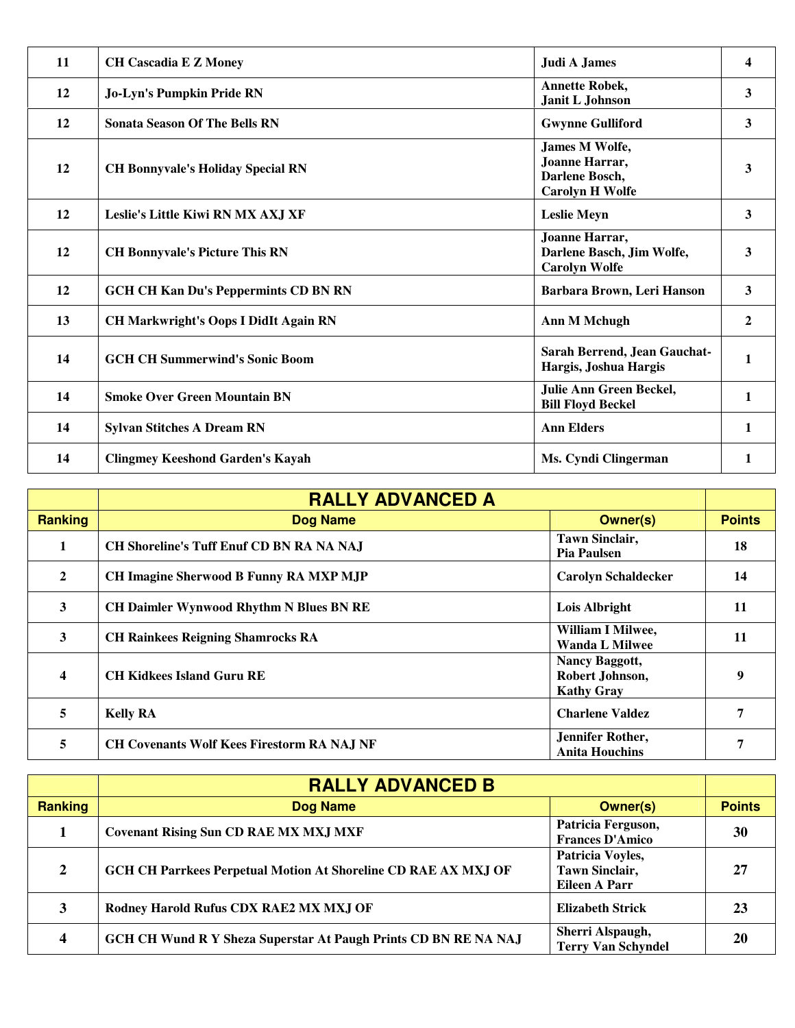| | | | |
|---|---|---|---|
| 11 | CH Cascadia E Z Money | Judi A James | 4 |
| 12 | Jo-Lyn's Pumpkin Pride RN | Annette Robek, Janit L Johnson | 3 |
| 12 | Sonata Season Of The Bells RN | Gwynne Gulliford | 3 |
| 12 | CH Bonnyvale's Holiday Special RN | James M Wolfe, Joanne Harrar, Darlene Bosch, Carolyn H Wolfe | 3 |
| 12 | Leslie's Little Kiwi RN MX AXJ XF | Leslie Meyn | 3 |
| 12 | CH Bonnyvale's Picture This RN | Joanne Harrar, Darlene Basch, Jim Wolfe, Carolyn Wolfe | 3 |
| 12 | GCH CH Kan Du's Peppermints CD BN RN | Barbara Brown, Leri Hanson | 3 |
| 13 | CH Markwright's Oops I DidIt Again RN | Ann M Mchugh | 2 |
| 14 | GCH CH Summerwind's Sonic Boom | Sarah Berrend, Jean Gauchat-Hargis, Joshua Hargis | 1 |
| 14 | Smoke Over Green Mountain BN | Julie Ann Green Beckel, Bill Floyd Beckel | 1 |
| 14 | Sylvan Stitches A Dream RN | Ann Elders | 1 |
| 14 | Clingmey Keeshond Garden's Kayah | Ms. Cyndi Clingerman | 1 |

| | RALLY ADVANCED A | | |
|---|---|---|---|
| Ranking | Dog Name | Owner(s) | Points |
| 1 | CH Shoreline's Tuff Enuf CD BN RA NA NAJ | Tawn Sinclair, Pia Paulsen | 18 |
| 2 | CH Imagine Sherwood B Funny RA MXP MJP | Carolyn Schaldecker | 14 |
| 3 | CH Daimler Wynwood Rhythm N Blues BN RE | Lois Albright | 11 |
| 3 | CH Rainkees Reigning Shamrocks RA | William I Milwee, Wanda L Milwee | 11 |
| 4 | CH Kidkees Island Guru RE | Nancy Baggott, Robert Johnson, Kathy Gray | 9 |
| 5 | Kelly RA | Charlene Valdez | 7 |
| 5 | CH Covenants Wolf Kees Firestorm RA NAJ NF | Jennifer Rother, Anita Houchins | 7 |

| | RALLY ADVANCED B | | |
|---|---|---|---|
| Ranking | Dog Name | Owner(s) | Points |
| 1 | Covenant Rising Sun CD RAE MX MXJ MXF | Patricia Ferguson, Frances D'Amico | 30 |
| 2 | GCH CH Parrkees Perpetual Motion At Shoreline CD RAE AX MXJ OF | Patricia Voyles, Tawn Sinclair, Eileen A Parr | 27 |
| 3 | Rodney Harold Rufus CDX RAE2 MX MXJ OF | Elizabeth Strick | 23 |
| 4 | GCH CH Wund R Y Sheza Superstar At Paugh Prints CD BN RE NA NAJ | Sherri Alspaugh, Terry Van Schyndel | 20 |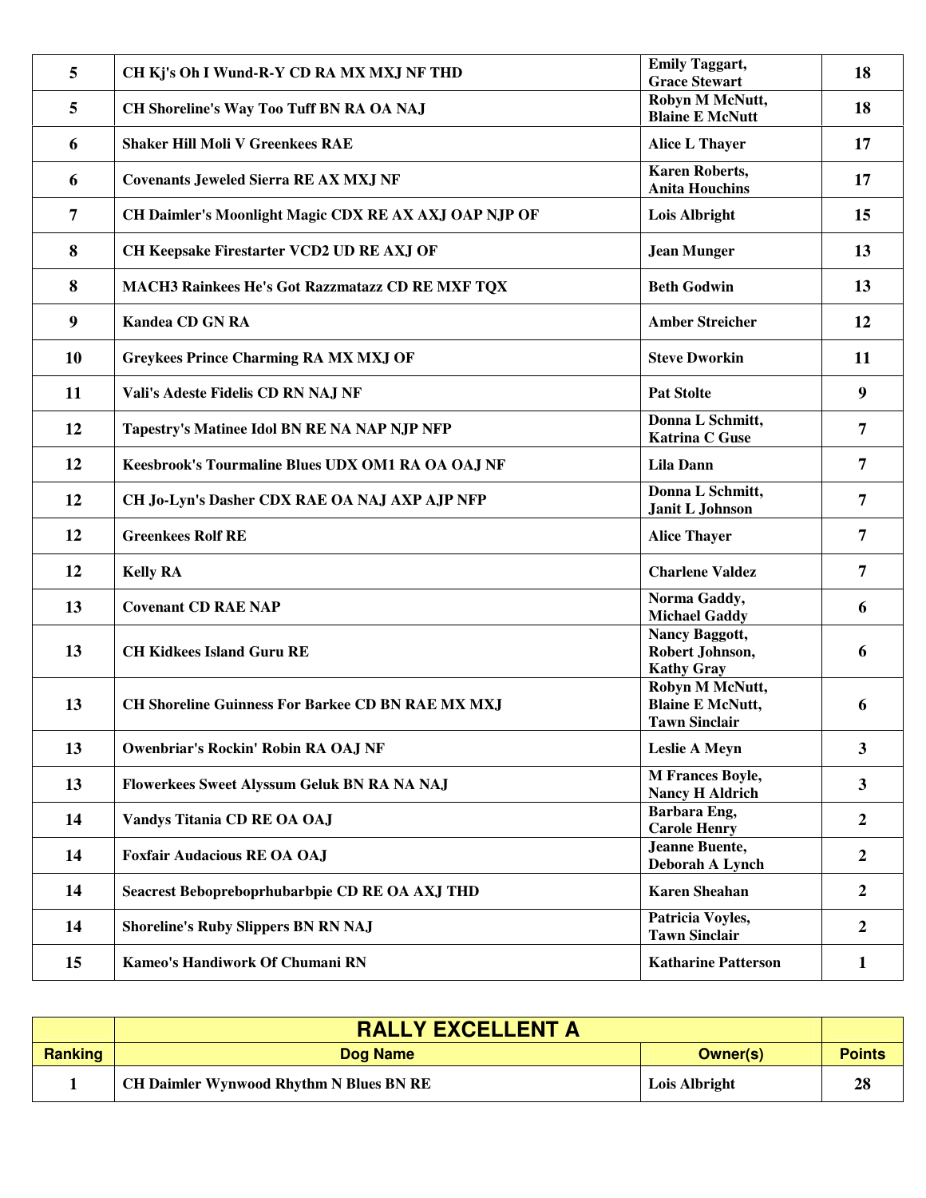| Ranking | Dog Name | Owner(s) | Points |
|---|---|---|---|
| 5 | CH Kj's Oh I Wund-R-Y CD RA MX MXJ NF THD | Emily Taggart, Grace Stewart | 18 |
| 5 | CH Shoreline's Way Too Tuff BN RA OA NAJ | Robyn M McNutt, Blaine E McNutt | 18 |
| 6 | Shaker Hill Moli V Greenkees RAE | Alice L Thayer | 17 |
| 6 | Covenants Jeweled Sierra RE AX MXJ NF | Karen Roberts, Anita Houchins | 17 |
| 7 | CH Daimler's Moonlight Magic CDX RE AX AXJ OAP NJP OF | Lois Albright | 15 |
| 8 | CH Keepsake Firestarter VCD2 UD RE AXJ OF | Jean Munger | 13 |
| 8 | MACH3 Rainkees He's Got Razzmatazz CD RE MXF TQX | Beth Godwin | 13 |
| 9 | Kandea CD GN RA | Amber Streicher | 12 |
| 10 | Greykees Prince Charming RA MX MXJ OF | Steve Dworkin | 11 |
| 11 | Vali's Adeste Fidelis CD RN NAJ NF | Pat Stolte | 9 |
| 12 | Tapestry's Matinee Idol BN RE NA NAP NJP NFP | Donna L Schmitt, Katrina C Guse | 7 |
| 12 | Keesbrook's Tourmaline Blues UDX OM1 RA OA OAJ NF | Lila Dann | 7 |
| 12 | CH Jo-Lyn's Dasher CDX RAE OA NAJ AXP AJP NFP | Donna L Schmitt, Janit L Johnson | 7 |
| 12 | Greenkees Rolf RE | Alice Thayer | 7 |
| 12 | Kelly RA | Charlene Valdez | 7 |
| 13 | Covenant CD RAE NAP | Norma Gaddy, Michael Gaddy | 6 |
| 13 | CH Kidkees Island Guru RE | Nancy Baggott, Robert Johnson, Kathy Gray | 6 |
| 13 | CH Shoreline Guinness For Barkee CD BN RAE MX MXJ | Robyn M McNutt, Blaine E McNutt, Tawn Sinclair | 6 |
| 13 | Owenbriar's Rockin' Robin RA OAJ NF | Leslie A Meyn | 3 |
| 13 | Flowerkees Sweet Alyssum Geluk BN RA NA NAJ | M Frances Boyle, Nancy H Aldrich | 3 |
| 14 | Vandys Titania CD RE OA OAJ | Barbara Eng, Carole Henry | 2 |
| 14 | Foxfair Audacious RE OA OAJ | Jeanne Buente, Deborah A Lynch | 2 |
| 14 | Seacrest Bebopreboprhubarbpie CD RE OA AXJ THD | Karen Sheahan | 2 |
| 14 | Shoreline's Ruby Slippers BN RN NAJ | Patricia Voyles, Tawn Sinclair | 2 |
| 15 | Kameo's Handiwork Of Chumani RN | Katharine Patterson | 1 |

| | RALLY EXCELLENT A | | |
|---|---|---|---|
| Ranking | Dog Name | Owner(s) | Points |
| 1 | CH Daimler Wynwood Rhythm N Blues BN RE | Lois Albright | 28 |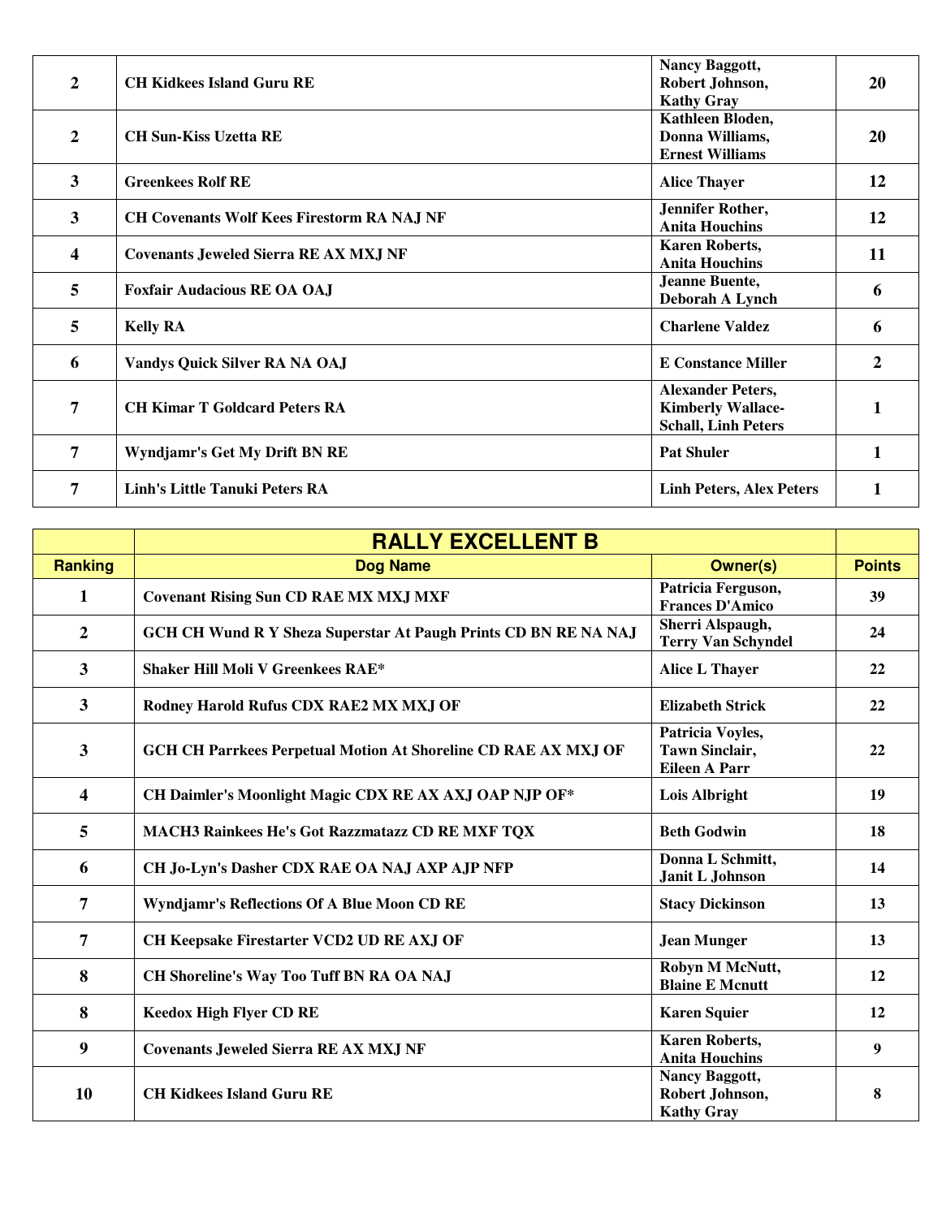| | | | |
|---|---|---|---|
| 2 | CH Kidkees Island Guru RE | Nancy Baggott, Robert Johnson, Kathy Gray | 20 |
| 2 | CH Sun-Kiss Uzetta RE | Kathleen Bloden, Donna Williams, Ernest Williams | 20 |
| 3 | Greenkees Rolf RE | Alice Thayer | 12 |
| 3 | CH Covenants Wolf Kees Firestorm RA NAJ NF | Jennifer Rother, Anita Houchins | 12 |
| 4 | Covenants Jeweled Sierra RE AX MXJ NF | Karen Roberts, Anita Houchins | 11 |
| 5 | Foxfair Audacious RE OA OAJ | Jeanne Buente, Deborah A Lynch | 6 |
| 5 | Kelly RA | Charlene Valdez | 6 |
| 6 | Vandys Quick Silver RA NA OAJ | E Constance Miller | 2 |
| 7 | CH Kimar T Goldcard Peters RA | Alexander Peters, Kimberly Wallace-Schall, Linh Peters | 1 |
| 7 | Wyndjamr's Get My Drift BN RE | Pat Shuler | 1 |
| 7 | Linh's Little Tanuki Peters RA | Linh Peters, Alex Peters | 1 |

| | RALLY EXCELLENT B | | |
|---|---|---|---|
| **Ranking** | **Dog Name** | **Owner(s)** | **Points** |
| 1 | Covenant Rising Sun CD RAE MX MXJ MXF | Patricia Ferguson, Frances D'Amico | 39 |
| 2 | GCH CH Wund R Y Sheza Superstar At Paugh Prints CD BN RE NA NAJ | Sherri Alspaugh, Terry Van Schyndel | 24 |
| 3 | Shaker Hill Moli V Greenkees RAE* | Alice L Thayer | 22 |
| 3 | Rodney Harold Rufus CDX RAE2 MX MXJ OF | Elizabeth Strick | 22 |
| 3 | GCH CH Parrkees Perpetual Motion At Shoreline CD RAE AX MXJ OF | Patricia Voyles, Tawn Sinclair, Eileen A Parr | 22 |
| 4 | CH Daimler's Moonlight Magic CDX RE AX AXJ OAP NJP OF* | Lois Albright | 19 |
| 5 | MACH3 Rainkees He's Got Razzmatazz CD RE MXF TQX | Beth Godwin | 18 |
| 6 | CH Jo-Lyn's Dasher CDX RAE OA NAJ AXP AJP NFP | Donna L Schmitt, Janit L Johnson | 14 |
| 7 | Wyndjamr's Reflections Of A Blue Moon CD RE | Stacy Dickinson | 13 |
| 7 | CH Keepsake Firestarter VCD2 UD RE AXJ OF | Jean Munger | 13 |
| 8 | CH Shoreline's Way Too Tuff BN RA OA NAJ | Robyn M McNutt, Blaine E Mcnutt | 12 |
| 8 | Keedox High Flyer CD RE | Karen Squier | 12 |
| 9 | Covenants Jeweled Sierra RE AX MXJ NF | Karen Roberts, Anita Houchins | 9 |
| 10 | CH Kidkees Island Guru RE | Nancy Baggott, Robert Johnson, Kathy Gray | 8 |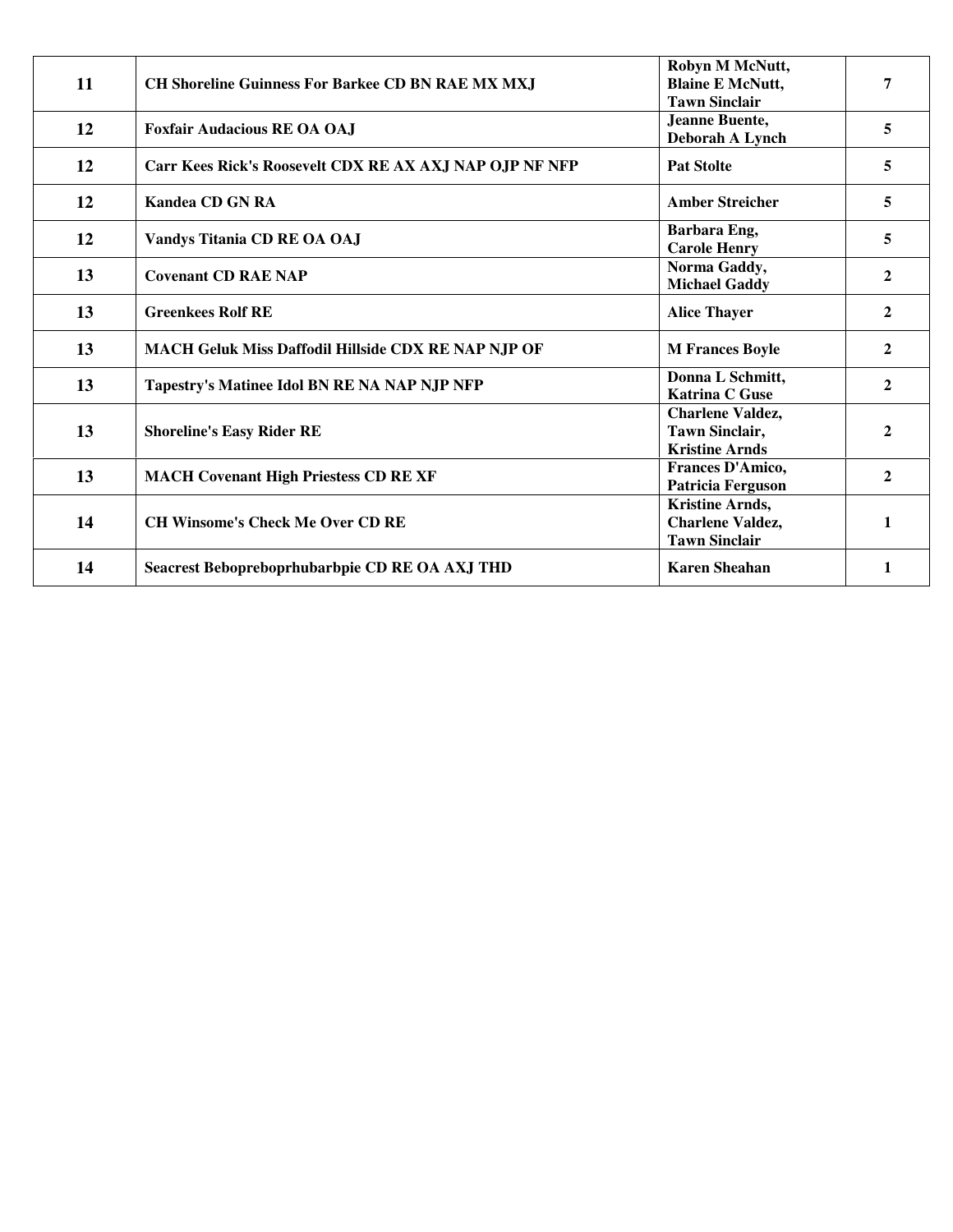| | | | |
|---|---|---|---|
| 11 | CH Shoreline Guinness For Barkee CD BN RAE MX MXJ | Robyn M McNutt, Blaine E McNutt, Tawn Sinclair | 7 |
| 12 | Foxfair Audacious RE OA OAJ | Jeanne Buente, Deborah A Lynch | 5 |
| 12 | Carr Kees Rick's Roosevelt CDX RE AX AXJ NAP OJP NF NFP | Pat Stolte | 5 |
| 12 | Kandea CD GN RA | Amber Streicher | 5 |
| 12 | Vandys Titania CD RE OA OAJ | Barbara Eng, Carole Henry | 5 |
| 13 | Covenant CD RAE NAP | Norma Gaddy, Michael Gaddy | 2 |
| 13 | Greenkees Rolf RE | Alice Thayer | 2 |
| 13 | MACH Geluk Miss Daffodil Hillside CDX RE NAP NJP OF | M Frances Boyle | 2 |
| 13 | Tapestry's Matinee Idol BN RE NA NAP NJP NFP | Donna L Schmitt, Katrina C Guse | 2 |
| 13 | Shoreline's Easy Rider RE | Charlene Valdez, Tawn Sinclair, Kristine Arnds | 2 |
| 13 | MACH Covenant High Priestess CD RE XF | Frances D'Amico, Patricia Ferguson | 2 |
| 14 | CH Winsome's Check Me Over CD RE | Kristine Arnds, Charlene Valdez, Tawn Sinclair | 1 |
| 14 | Seacrest Bebopreboprhubarbpie CD RE OA AXJ THD | Karen Sheahan | 1 |